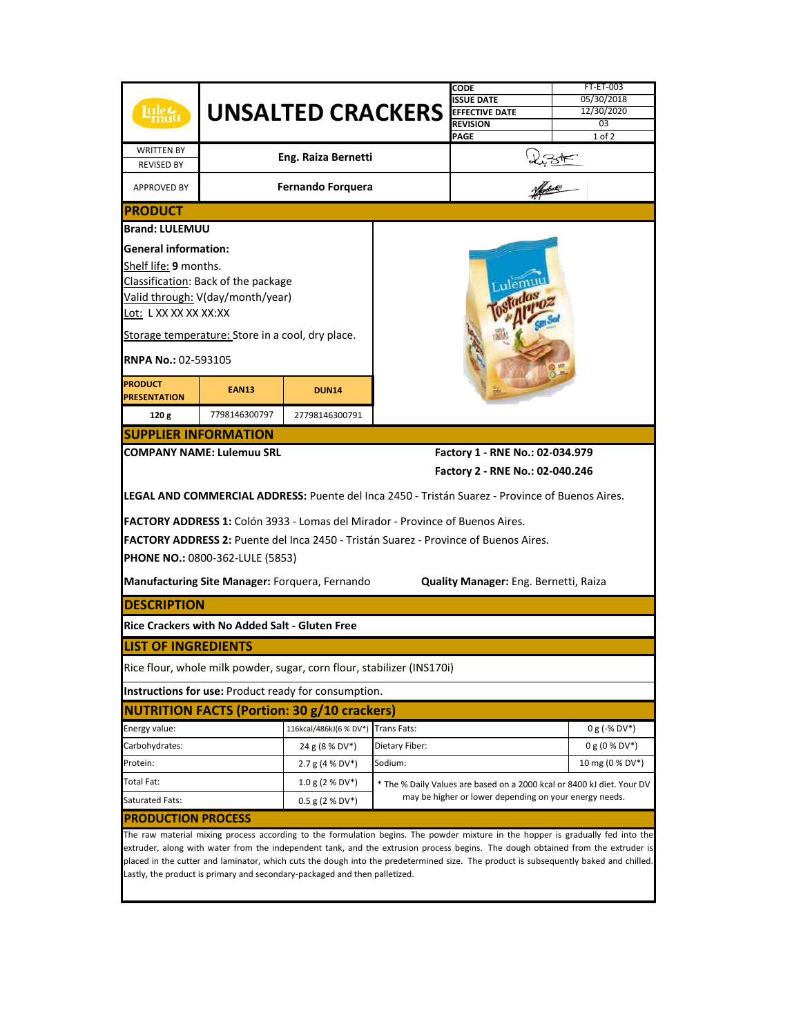# UNSALTED CRACKERS

| CODE | FT-ET-003 |
|---|---|
| ISSUE DATE | 05/30/2018 |
| EFFECTIVE DATE | 12/30/2020 |
| REVISION | 03 |

| | | |
|---|---|---|
| WRITTEN BY / REVISED BY | Eng. Raiza Bernetti | |
| APPROVED BY | Fernando Forquera | |

## PRODUCT

**Brand: LULEMUU**

**General information:**

Shelf life: **9** months.
Classification: Back of the package
Valid through: V(day/month/year)
Lot: L XX XX XX XX:XX

Storage temperature: Store in a cool, dry place.

**RNPA No.:** 02-593105

| PRODUCT PRESENTATION | EAN13 | DUN14 |
|---|---|---|
| 120 g | 7798146300797 | 27798146300791 |

## SUPPLIER INFORMATION

**COMPANY NAME: Lulemuu SRL**

**Factory 1 - RNE No.: 02-034.979**
**Factory 2 - RNE No.: 02-040.246**

**LEGAL AND COMMERCIAL ADDRESS:** Puente del Inca 2450 - Tristán Suarez - Province of Buenos Aires.

**FACTORY ADDRESS 1:** Colón 3933 - Lomas del Mirador - Province of Buenos Aires.
**FACTORY ADDRESS 2:** Puente del Inca 2450 - Tristán Suarez - Province of Buenos Aires.
**PHONE NO.:** 0800-362-LULE (5853)

**Manufacturing Site Manager:** Forquera, Fernando
**Quality Manager:** Eng. Bernetti, Raiza

## DESCRIPTION

**Rice Crackers with No Added Salt - Gluten Free**

## LIST OF INGREDIENTS

Rice flour, whole milk powder, sugar, corn flour, stabilizer (INS170i)

**Instructions for use:** Product ready for consumption.

## NUTRITION FACTS (Portion: 30 g/10 crackers)

| | | | |
|---|---|---|---|
| Energy value: | 116kcal/486kJ(6 % DV*) | Trans Fats: | 0 g (-% DV*) |
| Carbohydrates: | 24 g (8 % DV*) | Dietary Fiber: | 0 g (0 % DV*) |
| Protein: | 2.7 g (4 % DV*) | Sodium: | 10 mg (0 % DV*) |
| Total Fat: | 1.0 g (2 % DV*) | * The % Daily Values are based on a 2000 kcal or 8400 kJ diet. Your DV may be higher or lower depending on your energy needs. | |
| Saturated Fats: | 0.5 g (2 % DV*) | | |

## PRODUCTION PROCESS

The raw material mixing process according to the formulation begins. The powder mixture in the hopper is gradually fed into the extruder, along with water from the independent tank, and the extrusion process begins. The dough obtained from the extruder is placed in the cutter and laminator, which cuts the dough into the predetermined size. The product is subsequently baked and chilled. Lastly, the product is primary and secondary-packaged and then palletized.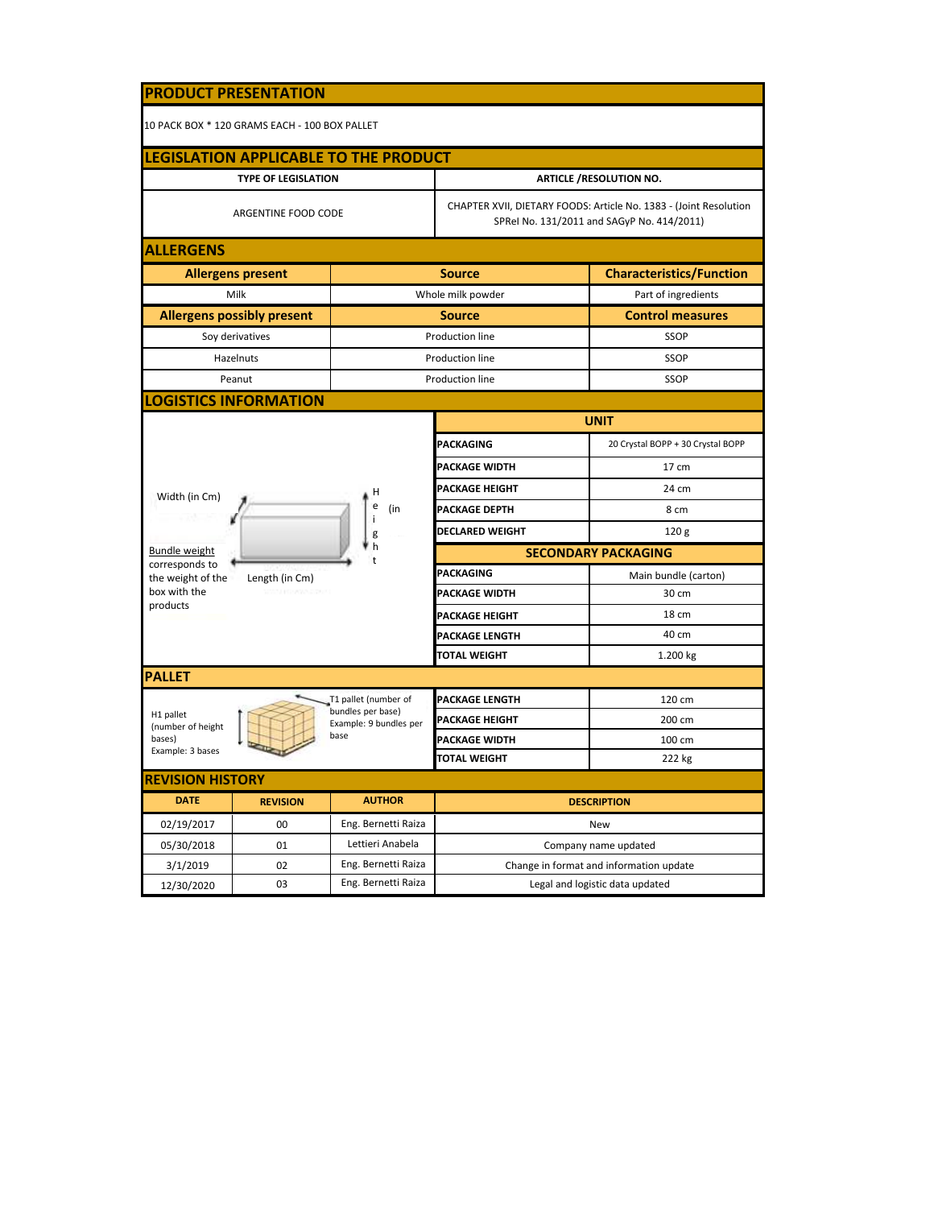## PRODUCT PRESENTATION

10 PACK BOX * 120 GRAMS EACH - 100 BOX PALLET

## LEGISLATION APPLICABLE TO THE PRODUCT

| TYPE OF LEGISLATION | ARTICLE /RESOLUTION NO. |
|---|---|
| ARGENTINE FOOD CODE | CHAPTER XVII, DIETARY FOODS: Article No. 1383 - (Joint Resolution SPRel No. 131/2011 and SAGyP No. 414/2011) |

## ALLERGENS

| Allergens present | Source | Characteristics/Function |
|---|---|---|
| Milk | Whole milk powder | Part of ingredients |
| **Allergens possibly present** | **Source** | **Control measures** |
| Soy derivatives | Production line | SSOP |
| Hazelnuts | Production line | SSOP |
| Peanut | Production line | SSOP |

## LOGISTICS INFORMATION

Width (in Cm)

Height (in

Length (in Cm)

Bundle weight corresponds to the weight of the box with the products

| UNIT | |
|---|---|
| PACKAGING | 20 Crystal BOPP + 30 Crystal BOPP |
| PACKAGE WIDTH | 17 cm |
| PACKAGE HEIGHT | 24 cm |
| PACKAGE DEPTH | 8 cm |
| DECLARED WEIGHT | 120 g |
| **SECONDARY PACKAGING** | |
| PACKAGING | Main bundle (carton) |
| PACKAGE WIDTH | 30 cm |
| PACKAGE HEIGHT | 18 cm |
| PACKAGE LENGTH | 40 cm |
| TOTAL WEIGHT | 1.200 kg |

## PALLET

H1 pallet (number of height bases) Example: 3 bases

T1 pallet (number of bundles per base) Example: 9 bundles per base

| | |
|---|---|
| PACKAGE LENGTH | 120 cm |
| PACKAGE HEIGHT | 200 cm |
| PACKAGE WIDTH | 100 cm |
| TOTAL WEIGHT | 222 kg |

## REVISION HISTORY

| DATE | REVISION | AUTHOR | DESCRIPTION |
|---|---|---|---|
| 02/19/2017 | 00 | Eng. Bernetti Raiza | New |
| 05/30/2018 | 01 | Lettieri Anabela | Company name updated |
| 3/1/2019 | 02 | Eng. Bernetti Raiza | Change in format and information update |
| 12/30/2020 | 03 | Eng. Bernetti Raiza | Legal and logistic data updated |